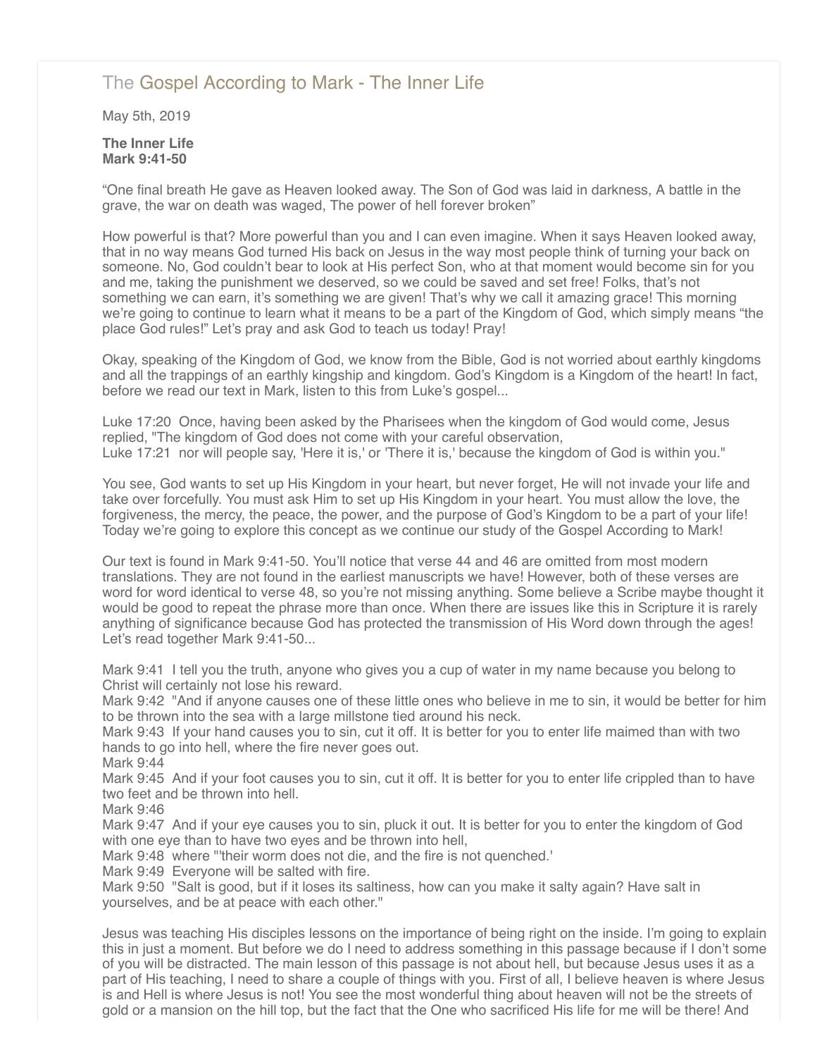# The Gospel According to Mark - The Inner Life

May 5th, 2019

**The Inner Life**
**Mark 9:41-50**

"One final breath He gave as Heaven looked away. The Son of God was laid in darkness, A battle in the grave, the war on death was waged, The power of hell forever broken"

How powerful is that? More powerful than you and I can even imagine. When it says Heaven looked away, that in no way means God turned His back on Jesus in the way most people think of turning your back on someone. No, God couldn't bear to look at His perfect Son, who at that moment would become sin for you and me, taking the punishment we deserved, so we could be saved and set free! Folks, that's not something we can earn, it's something we are given! That's why we call it amazing grace! This morning we're going to continue to learn what it means to be a part of the Kingdom of God, which simply means "the place God rules!" Let's pray and ask God to teach us today! Pray!

Okay, speaking of the Kingdom of God, we know from the Bible, God is not worried about earthly kingdoms and all the trappings of an earthly kingship and kingdom. God's Kingdom is a Kingdom of the heart! In fact, before we read our text in Mark, listen to this from Luke's gospel...

Luke 17:20 Once, having been asked by the Pharisees when the kingdom of God would come, Jesus replied, "The kingdom of God does not come with your careful observation,
Luke 17:21 nor will people say, 'Here it is,' or 'There it is,' because the kingdom of God is within you."

You see, God wants to set up His Kingdom in your heart, but never forget, He will not invade your life and take over forcefully. You must ask Him to set up His Kingdom in your heart. You must allow the love, the forgiveness, the mercy, the peace, the power, and the purpose of God's Kingdom to be a part of your life! Today we're going to explore this concept as we continue our study of the Gospel According to Mark!

Our text is found in Mark 9:41-50. You'll notice that verse 44 and 46 are omitted from most modern translations. They are not found in the earliest manuscripts we have! However, both of these verses are word for word identical to verse 48, so you're not missing anything. Some believe a Scribe maybe thought it would be good to repeat the phrase more than once. When there are issues like this in Scripture it is rarely anything of significance because God has protected the transmission of His Word down through the ages! Let's read together Mark 9:41-50...

Mark 9:41 I tell you the truth, anyone who gives you a cup of water in my name because you belong to Christ will certainly not lose his reward.
Mark 9:42 "And if anyone causes one of these little ones who believe in me to sin, it would be better for him to be thrown into the sea with a large millstone tied around his neck.
Mark 9:43 If your hand causes you to sin, cut it off. It is better for you to enter life maimed than with two hands to go into hell, where the fire never goes out.
Mark 9:44
Mark 9:45 And if your foot causes you to sin, cut it off. It is better for you to enter life crippled than to have two feet and be thrown into hell.
Mark 9:46
Mark 9:47 And if your eye causes you to sin, pluck it out. It is better for you to enter the kingdom of God with one eye than to have two eyes and be thrown into hell,
Mark 9:48 where "'their worm does not die, and the fire is not quenched.'
Mark 9:49 Everyone will be salted with fire.
Mark 9:50 "Salt is good, but if it loses its saltiness, how can you make it salty again? Have salt in yourselves, and be at peace with each other."

Jesus was teaching His disciples lessons on the importance of being right on the inside. I'm going to explain this in just a moment. But before we do I need to address something in this passage because if I don't some of you will be distracted. The main lesson of this passage is not about hell, but because Jesus uses it as a part of His teaching, I need to share a couple of things with you. First of all, I believe heaven is where Jesus is and Hell is where Jesus is not! You see the most wonderful thing about heaven will not be the streets of gold or a mansion on the hill top, but the fact that the One who sacrificed His life for me will be there! And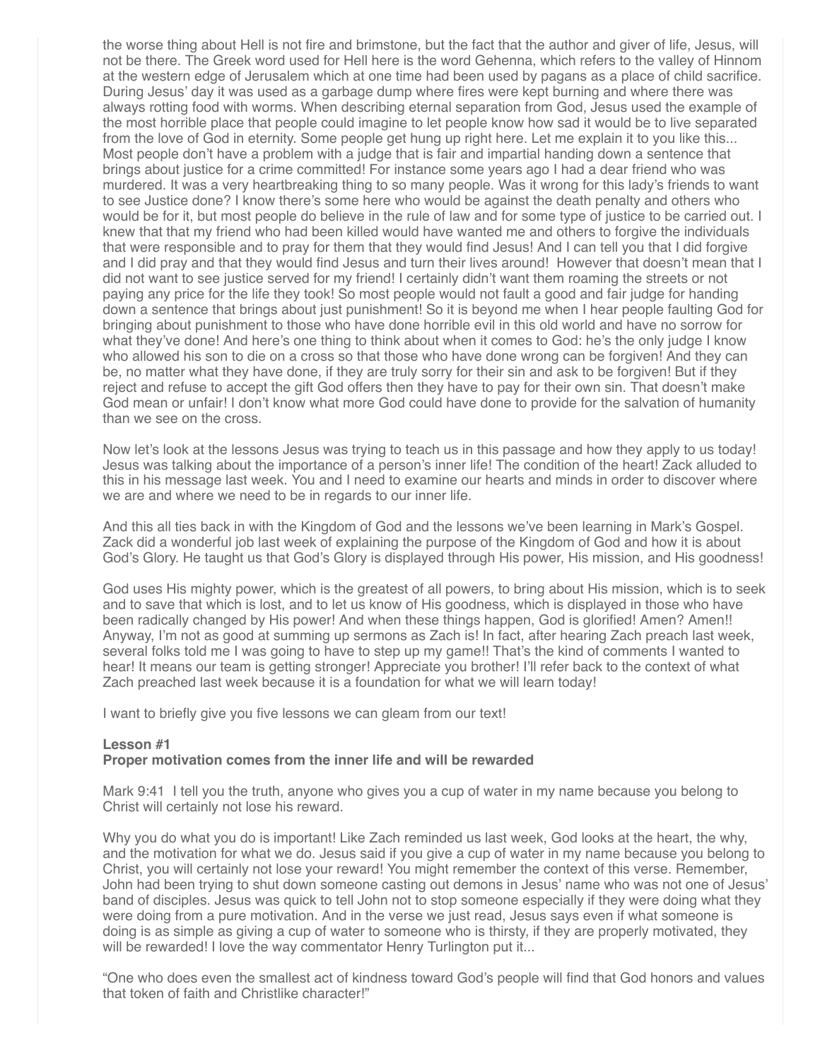the worse thing about Hell is not fire and brimstone, but the fact that the author and giver of life, Jesus, will not be there. The Greek word used for Hell here is the word Gehenna, which refers to the valley of Hinnom at the western edge of Jerusalem which at one time had been used by pagans as a place of child sacrifice. During Jesus' day it was used as a garbage dump where fires were kept burning and where there was always rotting food with worms. When describing eternal separation from God, Jesus used the example of the most horrible place that people could imagine to let people know how sad it would be to live separated from the love of God in eternity. Some people get hung up right here. Let me explain it to you like this... Most people don't have a problem with a judge that is fair and impartial handing down a sentence that brings about justice for a crime committed! For instance some years ago I had a dear friend who was murdered. It was a very heartbreaking thing to so many people. Was it wrong for this lady's friends to want to see Justice done? I know there's some here who would be against the death penalty and others who would be for it, but most people do believe in the rule of law and for some type of justice to be carried out. I knew that that my friend who had been killed would have wanted me and others to forgive the individuals that were responsible and to pray for them that they would find Jesus! And I can tell you that I did forgive and I did pray and that they would find Jesus and turn their lives around! However that doesn't mean that I did not want to see justice served for my friend! I certainly didn't want them roaming the streets or not paying any price for the life they took! So most people would not fault a good and fair judge for handing down a sentence that brings about just punishment! So it is beyond me when I hear people faulting God for bringing about punishment to those who have done horrible evil in this old world and have no sorrow for what they've done! And here's one thing to think about when it comes to God: he's the only judge I know who allowed his son to die on a cross so that those who have done wrong can be forgiven! And they can be, no matter what they have done, if they are truly sorry for their sin and ask to be forgiven! But if they reject and refuse to accept the gift God offers then they have to pay for their own sin. That doesn't make God mean or unfair! I don't know what more God could have done to provide for the salvation of humanity than we see on the cross.

Now let's look at the lessons Jesus was trying to teach us in this passage and how they apply to us today! Jesus was talking about the importance of a person's inner life! The condition of the heart! Zack alluded to this in his message last week. You and I need to examine our hearts and minds in order to discover where we are and where we need to be in regards to our inner life.

And this all ties back in with the Kingdom of God and the lessons we've been learning in Mark's Gospel. Zack did a wonderful job last week of explaining the purpose of the Kingdom of God and how it is about God's Glory. He taught us that God's Glory is displayed through His power, His mission, and His goodness!

God uses His mighty power, which is the greatest of all powers, to bring about His mission, which is to seek and to save that which is lost, and to let us know of His goodness, which is displayed in those who have been radically changed by His power! And when these things happen, God is glorified! Amen? Amen!! Anyway, I'm not as good at summing up sermons as Zach is! In fact, after hearing Zach preach last week, several folks told me I was going to have to step up my game!! That's the kind of comments I wanted to hear! It means our team is getting stronger! Appreciate you brother! I'll refer back to the context of what Zach preached last week because it is a foundation for what we will learn today!

I want to briefly give you five lessons we can gleam from our text!

**Lesson #1**
**Proper motivation comes from the inner life and will be rewarded**

Mark 9:41 I tell you the truth, anyone who gives you a cup of water in my name because you belong to Christ will certainly not lose his reward.

Why you do what you do is important! Like Zach reminded us last week, God looks at the heart, the why, and the motivation for what we do. Jesus said if you give a cup of water in my name because you belong to Christ, you will certainly not lose your reward! You might remember the context of this verse. Remember, John had been trying to shut down someone casting out demons in Jesus' name who was not one of Jesus' band of disciples. Jesus was quick to tell John not to stop someone especially if they were doing what they were doing from a pure motivation. And in the verse we just read, Jesus says even if what someone is doing is as simple as giving a cup of water to someone who is thirsty, if they are properly motivated, they will be rewarded! I love the way commentator Henry Turlington put it...

"One who does even the smallest act of kindness toward God's people will find that God honors and values that token of faith and Christlike character!"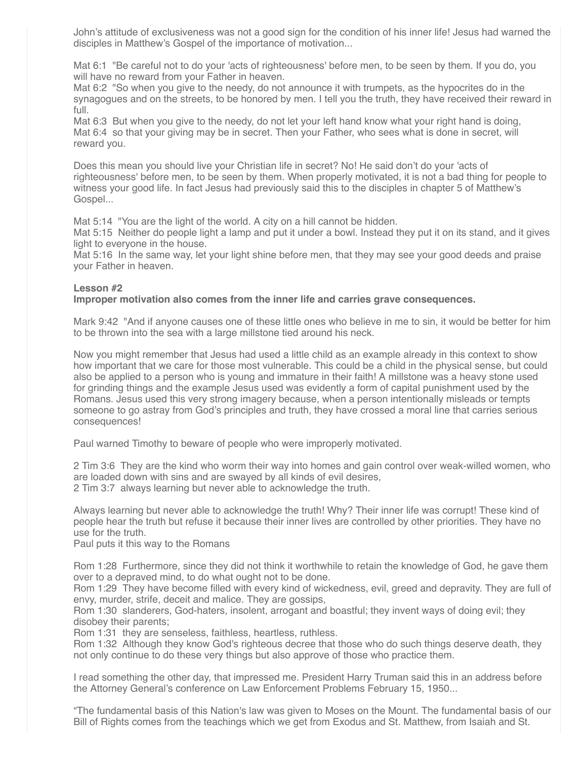John's attitude of exclusiveness was not a good sign for the condition of his inner life! Jesus had warned the disciples in Matthew's Gospel of the importance of motivation...

Mat 6:1 "Be careful not to do your 'acts of righteousness' before men, to be seen by them. If you do, you will have no reward from your Father in heaven.
Mat 6:2 "So when you give to the needy, do not announce it with trumpets, as the hypocrites do in the synagogues and on the streets, to be honored by men. I tell you the truth, they have received their reward in full.
Mat 6:3 But when you give to the needy, do not let your left hand know what your right hand is doing,
Mat 6:4 so that your giving may be in secret. Then your Father, who sees what is done in secret, will reward you.

Does this mean you should live your Christian life in secret? No! He said don't do your 'acts of righteousness' before men, to be seen by them. When properly motivated, it is not a bad thing for people to witness your good life. In fact Jesus had previously said this to the disciples in chapter 5 of Matthew's Gospel...

Mat 5:14 "You are the light of the world. A city on a hill cannot be hidden.
Mat 5:15 Neither do people light a lamp and put it under a bowl. Instead they put it on its stand, and it gives light to everyone in the house.
Mat 5:16 In the same way, let your light shine before men, that they may see your good deeds and praise your Father in heaven.

**Lesson #2**
**Improper motivation also comes from the inner life and carries grave consequences.**

Mark 9:42 "And if anyone causes one of these little ones who believe in me to sin, it would be better for him to be thrown into the sea with a large millstone tied around his neck.

Now you might remember that Jesus had used a little child as an example already in this context to show how important that we care for those most vulnerable. This could be a child in the physical sense, but could also be applied to a person who is young and immature in their faith! A millstone was a heavy stone used for grinding things and the example Jesus used was evidently a form of capital punishment used by the Romans. Jesus used this very strong imagery because, when a person intentionally misleads or tempts someone to go astray from God's principles and truth, they have crossed a moral line that carries serious consequences!

Paul warned Timothy to beware of people who were improperly motivated.

2 Tim 3:6 They are the kind who worm their way into homes and gain control over weak-willed women, who are loaded down with sins and are swayed by all kinds of evil desires,
2 Tim 3:7 always learning but never able to acknowledge the truth.

Always learning but never able to acknowledge the truth! Why? Their inner life was corrupt! These kind of people hear the truth but refuse it because their inner lives are controlled by other priorities. They have no use for the truth.
Paul puts it this way to the Romans

Rom 1:28 Furthermore, since they did not think it worthwhile to retain the knowledge of God, he gave them over to a depraved mind, to do what ought not to be done.
Rom 1:29 They have become filled with every kind of wickedness, evil, greed and depravity. They are full of envy, murder, strife, deceit and malice. They are gossips,
Rom 1:30 slanderers, God-haters, insolent, arrogant and boastful; they invent ways of doing evil; they disobey their parents;
Rom 1:31 they are senseless, faithless, heartless, ruthless.
Rom 1:32 Although they know God's righteous decree that those who do such things deserve death, they not only continue to do these very things but also approve of those who practice them.

I read something the other day, that impressed me. President Harry Truman said this in an address before the Attorney General's conference on Law Enforcement Problems February 15, 1950...

"The fundamental basis of this Nation's law was given to Moses on the Mount. The fundamental basis of our Bill of Rights comes from the teachings which we get from Exodus and St. Matthew, from Isaiah and St.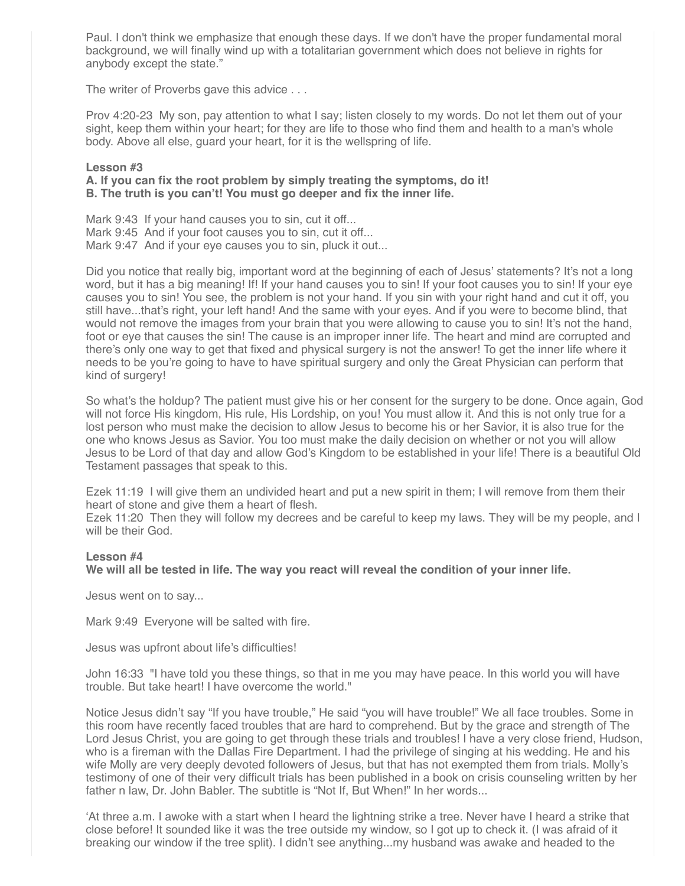Paul. I don't think we emphasize that enough these days. If we don't have the proper fundamental moral background, we will finally wind up with a totalitarian government which does not believe in rights for anybody except the state."

The writer of Proverbs gave this advice . . .

Prov 4:20-23  My son, pay attention to what I say; listen closely to my words. Do not let them out of your sight, keep them within your heart; for they are life to those who find them and health to a man's whole body. Above all else, guard your heart, for it is the wellspring of life.

**Lesson #3**
**A. If you can fix the root problem by simply treating the symptoms, do it!**
**B. The truth is you can't! You must go deeper and fix the inner life.**

Mark 9:43  If your hand causes you to sin, cut it off...
Mark 9:45  And if your foot causes you to sin, cut it off...
Mark 9:47  And if your eye causes you to sin, pluck it out...

Did you notice that really big, important word at the beginning of each of Jesus' statements? It's not a long word, but it has a big meaning! If! If your hand causes you to sin! If your foot causes you to sin! If your eye causes you to sin! You see, the problem is not your hand. If you sin with your right hand and cut it off, you still have...that's right, your left hand! And the same with your eyes. And if you were to become blind, that would not remove the images from your brain that you were allowing to cause you to sin! It's not the hand, foot or eye that causes the sin! The cause is an improper inner life. The heart and mind are corrupted and there's only one way to get that fixed and physical surgery is not the answer! To get the inner life where it needs to be you're going to have to have spiritual surgery and only the Great Physician can perform that kind of surgery!

So what's the holdup? The patient must give his or her consent for the surgery to be done. Once again, God will not force His kingdom, His rule, His Lordship, on you! You must allow it. And this is not only true for a lost person who must make the decision to allow Jesus to become his or her Savior, it is also true for the one who knows Jesus as Savior. You too must make the daily decision on whether or not you will allow Jesus to be Lord of that day and allow God's Kingdom to be established in your life! There is a beautiful Old Testament passages that speak to this.

Ezek 11:19  I will give them an undivided heart and put a new spirit in them; I will remove from them their heart of stone and give them a heart of flesh.
Ezek 11:20  Then they will follow my decrees and be careful to keep my laws. They will be my people, and I will be their God.

**Lesson #4**
**We will all be tested in life. The way you react will reveal the condition of your inner life.**

Jesus went on to say...

Mark 9:49  Everyone will be salted with fire.

Jesus was upfront about life's difficulties!

John 16:33  "I have told you these things, so that in me you may have peace. In this world you will have trouble. But take heart! I have overcome the world."

Notice Jesus didn't say "If you have trouble," He said "you will have trouble!" We all face troubles. Some in this room have recently faced troubles that are hard to comprehend. But by the grace and strength of The Lord Jesus Christ, you are going to get through these trials and troubles! I have a very close friend, Hudson, who is a fireman with the Dallas Fire Department. I had the privilege of singing at his wedding. He and his wife Molly are very deeply devoted followers of Jesus, but that has not exempted them from trials. Molly's testimony of one of their very difficult trials has been published in a book on crisis counseling written by her father n law, Dr. John Babler. The subtitle is "Not If, But When!" In her words...

'At three a.m. I awoke with a start when I heard the lightning strike a tree. Never have I heard a strike that close before! It sounded like it was the tree outside my window, so I got up to check it. (I was afraid of it breaking our window if the tree split). I didn't see anything...my husband was awake and headed to the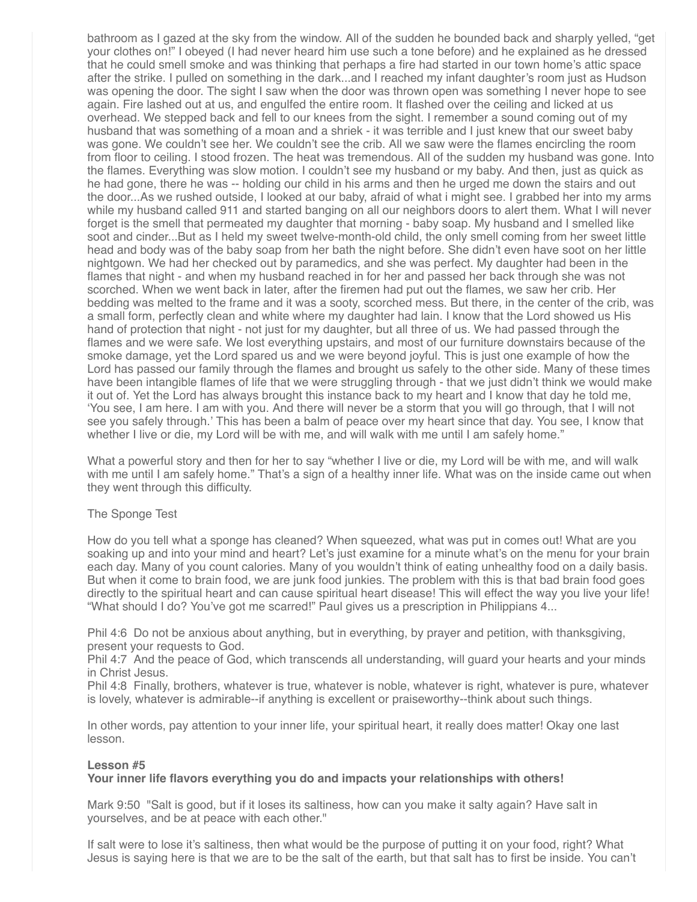bathroom as I gazed at the sky from the window. All of the sudden he bounded back and sharply yelled, "get your clothes on!" I obeyed (I had never heard him use such a tone before) and he explained as he dressed that he could smell smoke and was thinking that perhaps a fire had started in our town home's attic space after the strike. I pulled on something in the dark...and I reached my infant daughter's room just as Hudson was opening the door. The sight I saw when the door was thrown open was something I never hope to see again. Fire lashed out at us, and engulfed the entire room. It flashed over the ceiling and licked at us overhead. We stepped back and fell to our knees from the sight. I remember a sound coming out of my husband that was something of a moan and a shriek - it was terrible and I just knew that our sweet baby was gone. We couldn't see her. We couldn't see the crib. All we saw were the flames encircling the room from floor to ceiling. I stood frozen. The heat was tremendous. All of the sudden my husband was gone. Into the flames. Everything was slow motion. I couldn't see my husband or my baby. And then, just as quick as he had gone, there he was -- holding our child in his arms and then he urged me down the stairs and out the door...As we rushed outside, I looked at our baby, afraid of what i might see. I grabbed her into my arms while my husband called 911 and started banging on all our neighbors doors to alert them. What I will never forget is the smell that permeated my daughter that morning - baby soap. My husband and I smelled like soot and cinder...But as I held my sweet twelve-month-old child, the only smell coming from her sweet little head and body was of the baby soap from her bath the night before. She didn't even have soot on her little nightgown. We had her checked out by paramedics, and she was perfect. My daughter had been in the flames that night - and when my husband reached in for her and passed her back through she was not scorched. When we went back in later, after the firemen had put out the flames, we saw her crib. Her bedding was melted to the frame and it was a sooty, scorched mess. But there, in the center of the crib, was a small form, perfectly clean and white where my daughter had lain. I know that the Lord showed us His hand of protection that night - not just for my daughter, but all three of us. We had passed through the flames and we were safe. We lost everything upstairs, and most of our furniture downstairs because of the smoke damage, yet the Lord spared us and we were beyond joyful. This is just one example of how the Lord has passed our family through the flames and brought us safely to the other side. Many of these times have been intangible flames of life that we were struggling through - that we just didn't think we would make it out of. Yet the Lord has always brought this instance back to my heart and I know that day he told me, 'You see, I am here. I am with you. And there will never be a storm that you will go through, that I will not see you safely through.' This has been a balm of peace over my heart since that day. You see, I know that whether I live or die, my Lord will be with me, and will walk with me until I am safely home."

What a powerful story and then for her to say "whether I live or die, my Lord will be with me, and will walk with me until I am safely home." That's a sign of a healthy inner life. What was on the inside came out when they went through this difficulty.

The Sponge Test

How do you tell what a sponge has cleaned? When squeezed, what was put in comes out! What are you soaking up and into your mind and heart? Let's just examine for a minute what's on the menu for your brain each day. Many of you count calories. Many of you wouldn't think of eating unhealthy food on a daily basis. But when it come to brain food, we are junk food junkies. The problem with this is that bad brain food goes directly to the spiritual heart and can cause spiritual heart disease! This will effect the way you live your life! "What should I do? You've got me scarred!" Paul gives us a prescription in Philippians 4...

Phil 4:6 Do not be anxious about anything, but in everything, by prayer and petition, with thanksgiving, present your requests to God.
Phil 4:7 And the peace of God, which transcends all understanding, will guard your hearts and your minds in Christ Jesus.
Phil 4:8 Finally, brothers, whatever is true, whatever is noble, whatever is right, whatever is pure, whatever is lovely, whatever is admirable--if anything is excellent or praiseworthy--think about such things.

In other words, pay attention to your inner life, your spiritual heart, it really does matter! Okay one last lesson.

**Lesson #5**
**Your inner life flavors everything you do and impacts your relationships with others!**

Mark 9:50 "Salt is good, but if it loses its saltiness, how can you make it salty again? Have salt in yourselves, and be at peace with each other."

If salt were to lose it's saltiness, then what would be the purpose of putting it on your food, right? What Jesus is saying here is that we are to be the salt of the earth, but that salt has to first be inside. You can't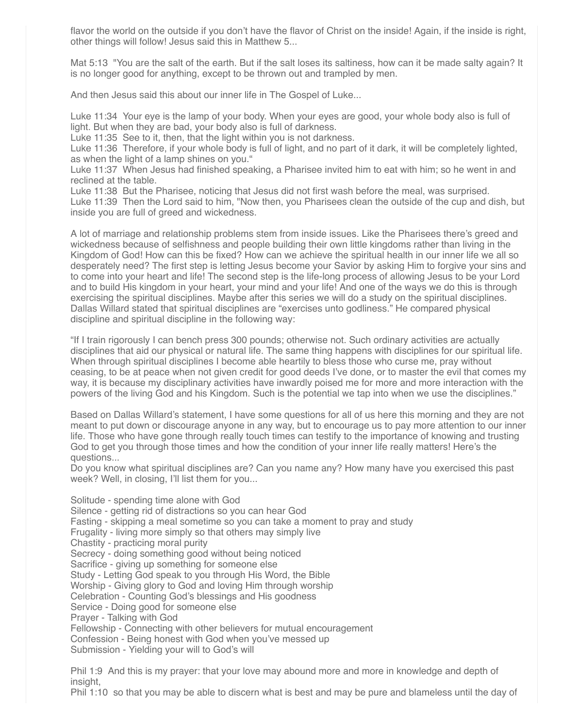flavor the world on the outside if you don't have the flavor of Christ on the inside! Again, if the inside is right, other things will follow! Jesus said this in Matthew 5...

Mat 5:13 "You are the salt of the earth. But if the salt loses its saltiness, how can it be made salty again? It is no longer good for anything, except to be thrown out and trampled by men.

And then Jesus said this about our inner life in The Gospel of Luke...

Luke 11:34 Your eye is the lamp of your body. When your eyes are good, your whole body also is full of light. But when they are bad, your body also is full of darkness.
Luke 11:35 See to it, then, that the light within you is not darkness.
Luke 11:36 Therefore, if your whole body is full of light, and no part of it dark, it will be completely lighted, as when the light of a lamp shines on you."
Luke 11:37 When Jesus had finished speaking, a Pharisee invited him to eat with him; so he went in and reclined at the table.
Luke 11:38 But the Pharisee, noticing that Jesus did not first wash before the meal, was surprised.
Luke 11:39 Then the Lord said to him, "Now then, you Pharisees clean the outside of the cup and dish, but inside you are full of greed and wickedness.

A lot of marriage and relationship problems stem from inside issues. Like the Pharisees there's greed and wickedness because of selfishness and people building their own little kingdoms rather than living in the Kingdom of God! How can this be fixed? How can we achieve the spiritual health in our inner life we all so desperately need? The first step is letting Jesus become your Savior by asking Him to forgive your sins and to come into your heart and life! The second step is the life-long process of allowing Jesus to be your Lord and to build His kingdom in your heart, your mind and your life! And one of the ways we do this is through exercising the spiritual disciplines. Maybe after this series we will do a study on the spiritual disciplines. Dallas Willard stated that spiritual disciplines are "exercises unto godliness." He compared physical discipline and spiritual discipline in the following way:

"If I train rigorously I can bench press 300 pounds; otherwise not. Such ordinary activities are actually disciplines that aid our physical or natural life. The same thing happens with disciplines for our spiritual life. When through spiritual disciplines I become able heartily to bless those who curse me, pray without ceasing, to be at peace when not given credit for good deeds I've done, or to master the evil that comes my way, it is because my disciplinary activities have inwardly poised me for more and more interaction with the powers of the living God and his Kingdom. Such is the potential we tap into when we use the disciplines."

Based on Dallas Willard's statement, I have some questions for all of us here this morning and they are not meant to put down or discourage anyone in any way, but to encourage us to pay more attention to our inner life. Those who have gone through really touch times can testify to the importance of knowing and trusting God to get you through those times and how the condition of your inner life really matters! Here's the questions...
Do you know what spiritual disciplines are? Can you name any? How many have you exercised this past week? Well, in closing, I'll list them for you...

Solitude - spending time alone with God
Silence - getting rid of distractions so you can hear God
Fasting - skipping a meal sometime so you can take a moment to pray and study
Frugality - living more simply so that others may simply live
Chastity - practicing moral purity
Secrecy - doing something good without being noticed
Sacrifice - giving up something for someone else
Study - Letting God speak to you through His Word, the Bible
Worship - Giving glory to God and loving Him through worship
Celebration - Counting God's blessings and His goodness
Service - Doing good for someone else
Prayer - Talking with God
Fellowship - Connecting with other believers for mutual encouragement
Confession - Being honest with God when you've messed up
Submission - Yielding your will to God's will

Phil 1:9 And this is my prayer: that your love may abound more and more in knowledge and depth of insight,
Phil 1:10 so that you may be able to discern what is best and may be pure and blameless until the day of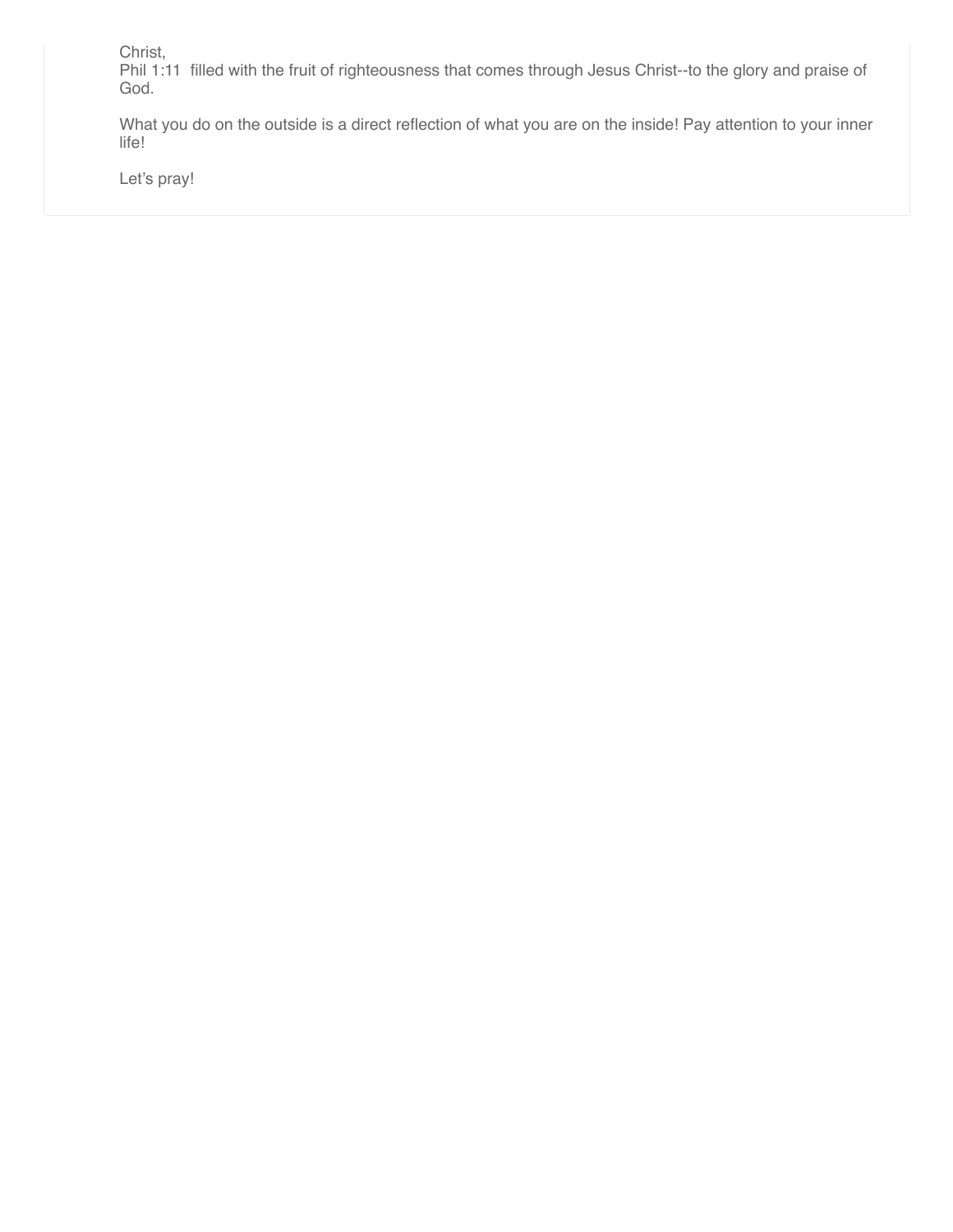Christ,
Phil 1:11  filled with the fruit of righteousness that comes through Jesus Christ--to the glory and praise of God.

What you do on the outside is a direct reflection of what you are on the inside! Pay attention to your inner life!

Let's pray!